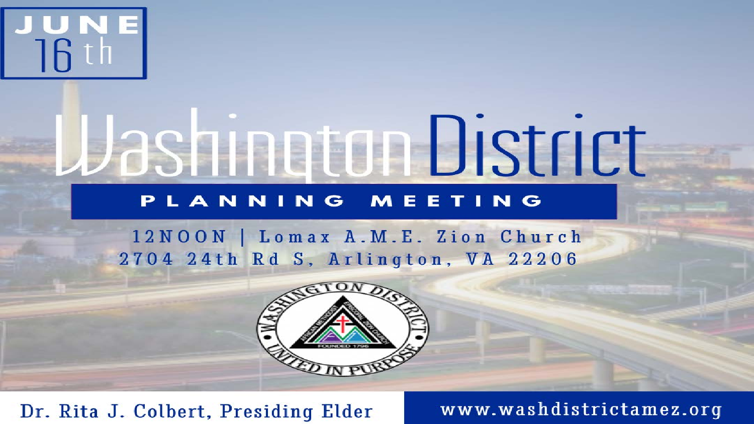**JUNE 16th**

# Washington District

## PLANNING MEETING

12NOON | Lomax A.M.E. Zion Church
2704 24th Rd S, Arlington, VA 22206

WASHINGTON DISTRICT — UNITED IN PURPOSE — AFRICAN METHODIST EPISCOPAL ZION CHURCH — FOUNDED 1796

Dr. Rita J. Colbert, Presiding Elder

www.washdistrictamez.org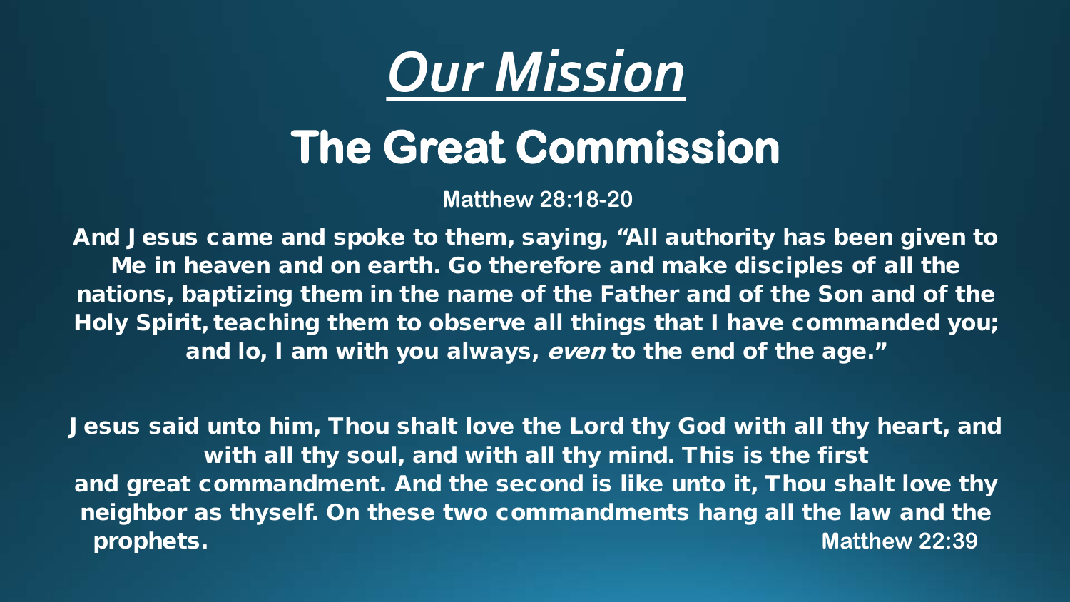# *Our Mission*

## The Great Commission

**Matthew 28:18-20**

**And Jesus came and spoke to them, saying, "All authority has been given to Me in heaven and on earth. Go therefore and make disciples of all the nations, baptizing them in the name of the Father and of the Son and of the Holy Spirit, teaching them to observe all things that I have commanded you; and lo, I am with you always, *even* to the end of the age."**

**Jesus said unto him, Thou shalt love the Lord thy God with all thy heart, and with all thy soul, and with all thy mind. This is the first and great commandment. And the second is like unto it, Thou shalt love thy neighbor as thyself. On these two commandments hang all the law and the prophets.** **Matthew 22:39**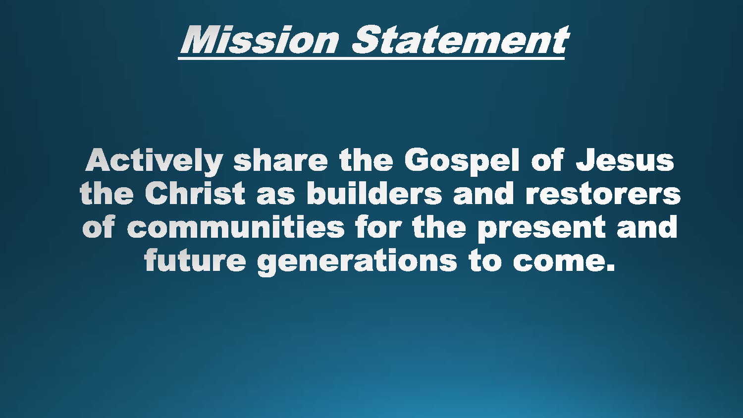# ***Mission Statement***

**Actively share the Gospel of Jesus the Christ as builders and restorers of communities for the present and future generations to come.**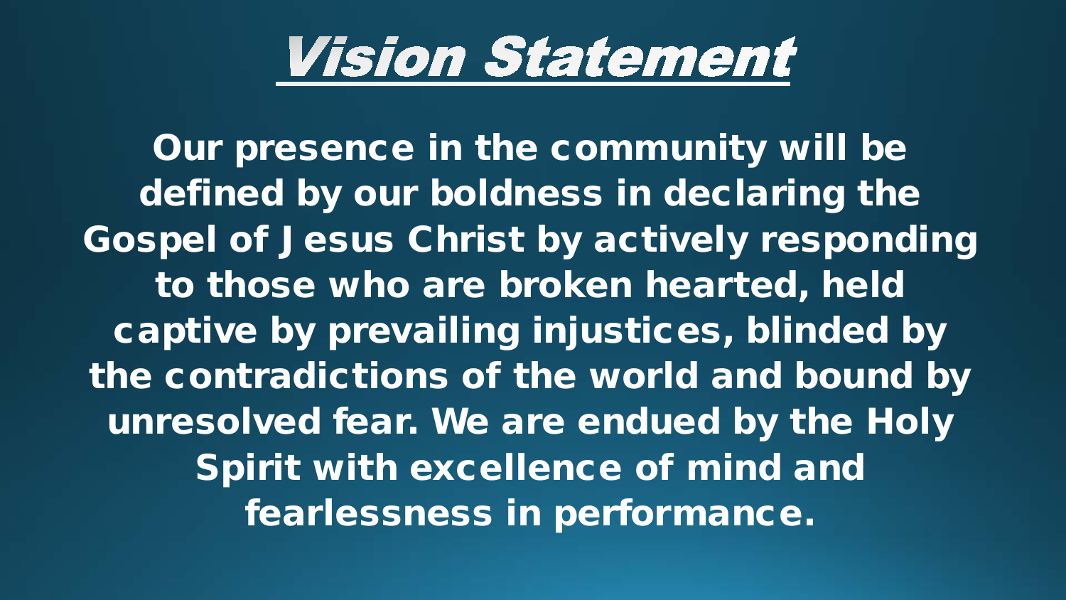# Vision Statement

**Our presence in the community will be defined by our boldness in declaring the Gospel of Jesus Christ by actively responding to those who are broken hearted, held captive by prevailing injustices, blinded by the contradictions of the world and bound by unresolved fear. We are endued by the Holy Spirit with excellence of mind and fearlessness in performance.**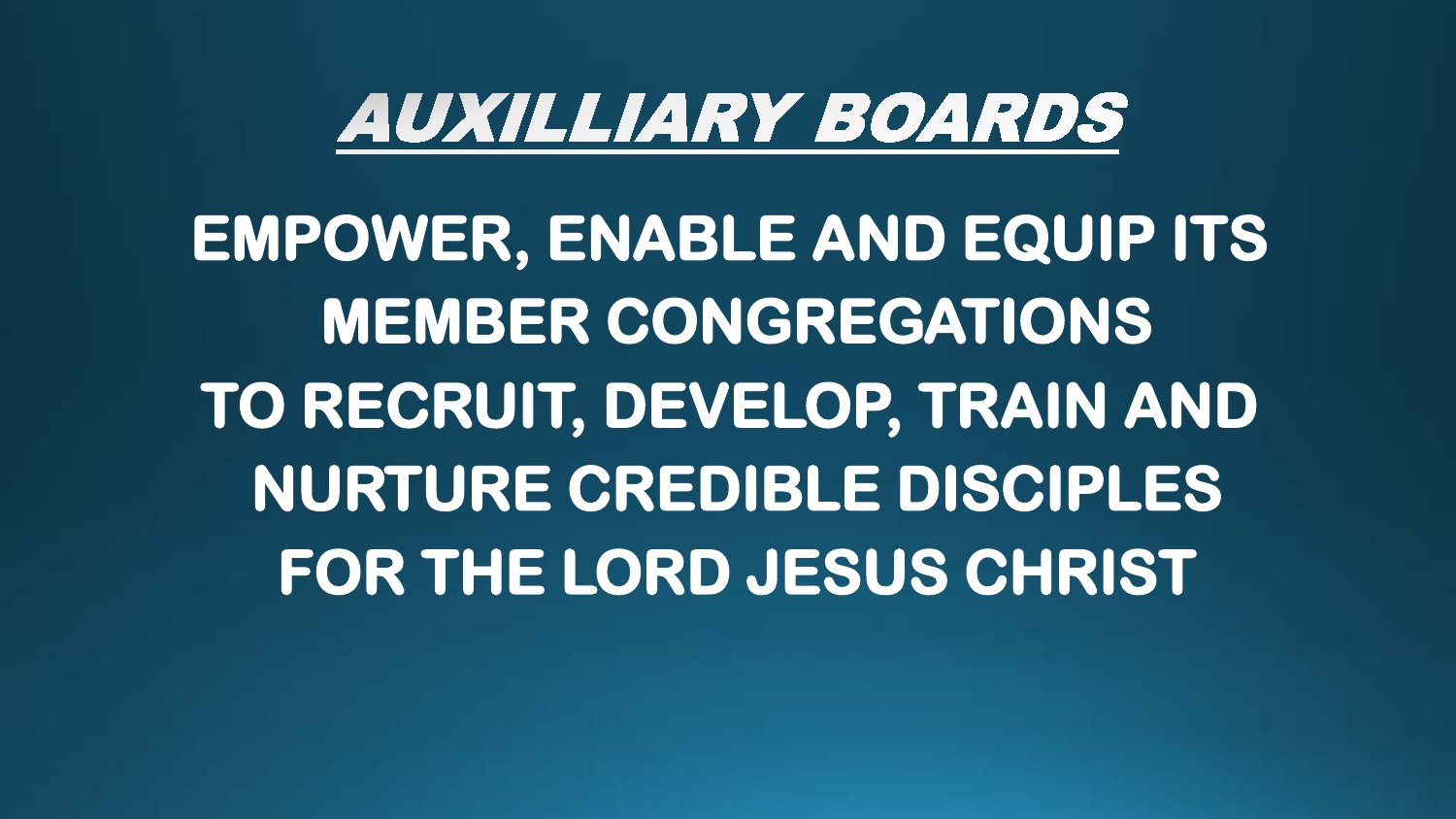# ***AUXILLIARY BOARDS***

**EMPOWER, ENABLE AND EQUIP ITS MEMBER CONGREGATIONS TO RECRUIT, DEVELOP, TRAIN AND NURTURE CREDIBLE DISCIPLES FOR THE LORD JESUS CHRIST**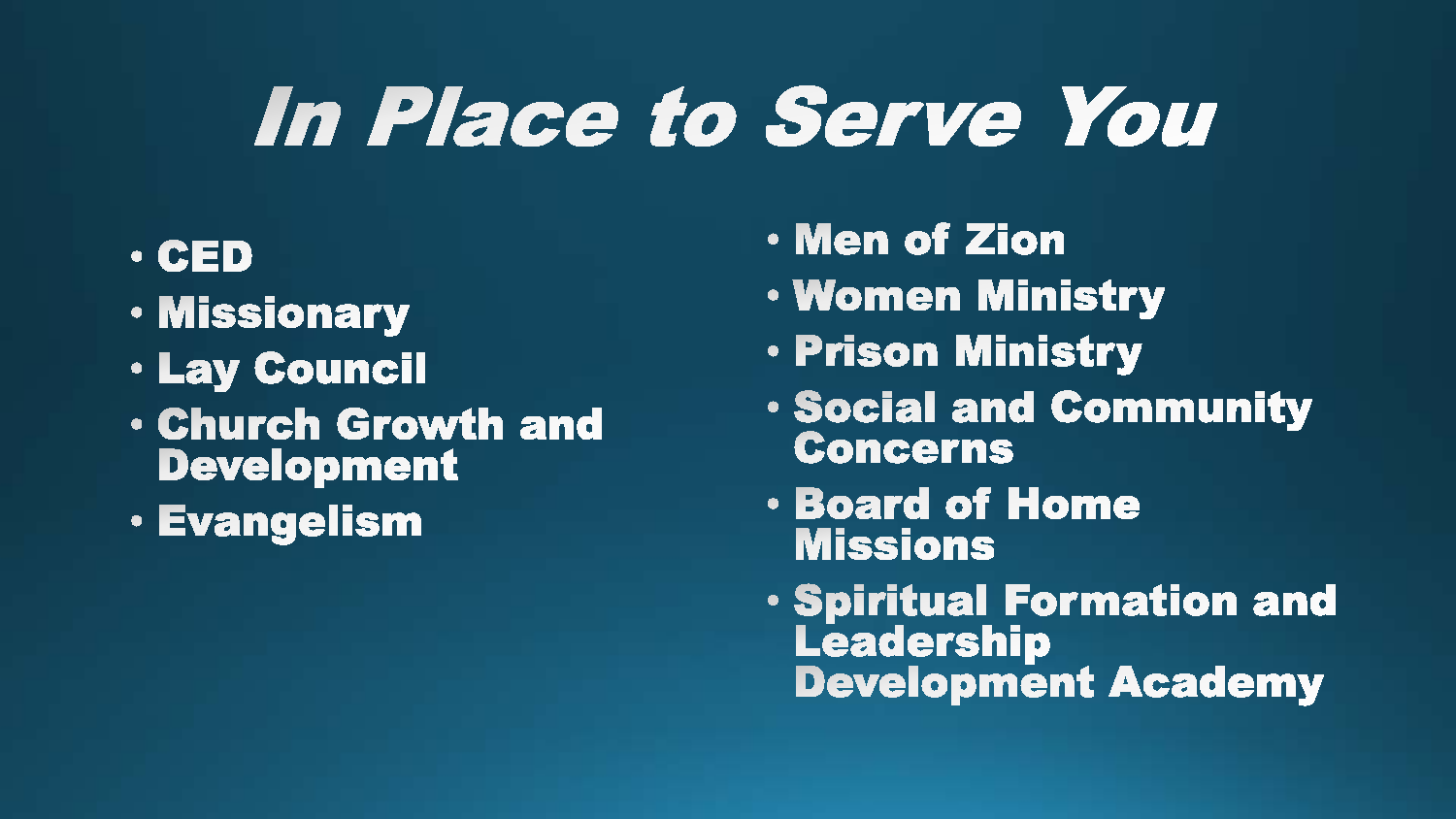# *In Place to Serve You*

- CED
- Missionary
- Lay Council
- Church Growth and Development
- Evangelism
- Men of Zion
- Women Ministry
- Prison Ministry
- Social and Community Concerns
- Board of Home Missions
- Spiritual Formation and Leadership Development Academy